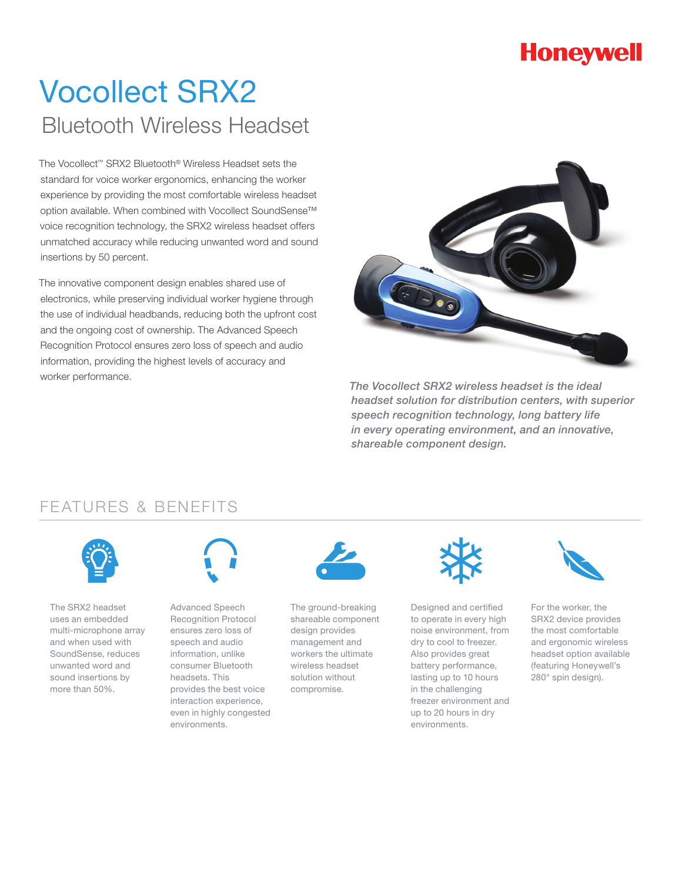Honeywell

# Vocollect SRX2

## Bluetooth Wireless Headset

The Vocollect™ SRX2 Bluetooth® Wireless Headset sets the standard for voice worker ergonomics, enhancing the worker experience by providing the most comfortable wireless headset option available. When combined with Vocollect SoundSense™ voice recognition technology, the SRX2 wireless headset offers unmatched accuracy while reducing unwanted word and sound insertions by 50 percent.

The innovative component design enables shared use of electronics, while preserving individual worker hygiene through the use of individual headbands, reducing both the upfront cost and the ongoing cost of ownership. The Advanced Speech Recognition Protocol ensures zero loss of speech and audio information, providing the highest levels of accuracy and worker performance.

*The Vocollect SRX2 wireless headset is the ideal headset solution for distribution centers, with superior speech recognition technology, long battery life in every operating environment, and an innovative, shareable component design.*

## FEATURES & BENEFITS

The SRX2 headset uses an embedded multi-microphone array and when used with SoundSense, reduces unwanted word and sound insertions by more than 50%.

Advanced Speech Recognition Protocol ensures zero loss of speech and audio information, unlike consumer Bluetooth headsets. This provides the best voice interaction experience, even in highly congested environments.

The ground-breaking shareable component design provides management and workers the ultimate wireless headset solution without compromise.

Designed and certified to operate in every high noise environment, from dry to cool to freezer. Also provides great battery performance, lasting up to 10 hours in the challenging freezer environment and up to 20 hours in dry environments.

For the worker, the SRX2 device provides the most comfortable and ergonomic wireless headset option available (featuring Honeywell's 280° spin design).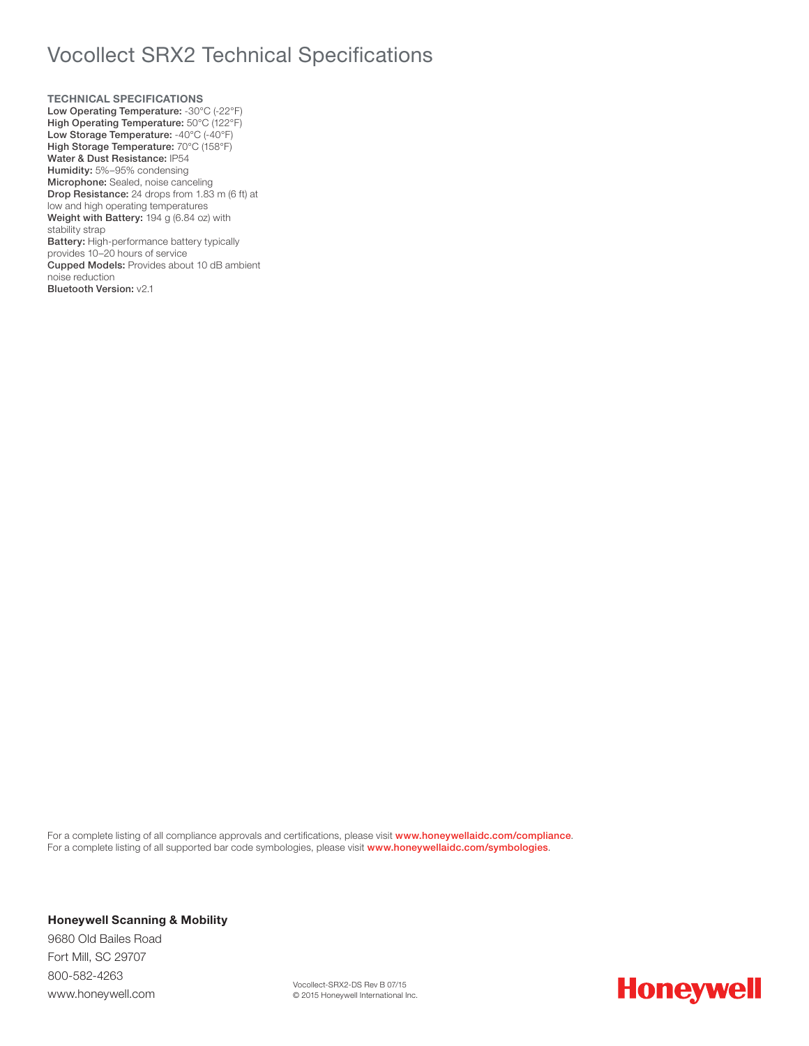# Vocollect SRX2 Technical Specifications

### TECHNICAL SPECIFICATIONS

**Low Operating Temperature:** -30°C (-22°F)
**High Operating Temperature:** 50°C (122°F)
**Low Storage Temperature:** -40°C (-40°F)
**High Storage Temperature:** 70°C (158°F)
**Water & Dust Resistance:** IP54
**Humidity:** 5%–95% condensing
**Microphone:** Sealed, noise canceling
**Drop Resistance:** 24 drops from 1.83 m (6 ft) at low and high operating temperatures
**Weight with Battery:** 194 g (6.84 oz) with stability strap
**Battery:** High-performance battery typically provides 10–20 hours of service
**Cupped Models:** Provides about 10 dB ambient noise reduction
**Bluetooth Version:** v2.1

For a complete listing of all compliance approvals and certifications, please visit **www.honeywellaidc.com/compliance**.
For a complete listing of all supported bar code symbologies, please visit **www.honeywellaidc.com/symbologies**.

**Honeywell Scanning & Mobility**
9680 Old Bailes Road
Fort Mill, SC 29707
800-582-4263
www.honeywell.com

Vocollect-SRX2-DS Rev B 07/15
© 2015 Honeywell International Inc.

Honeywell